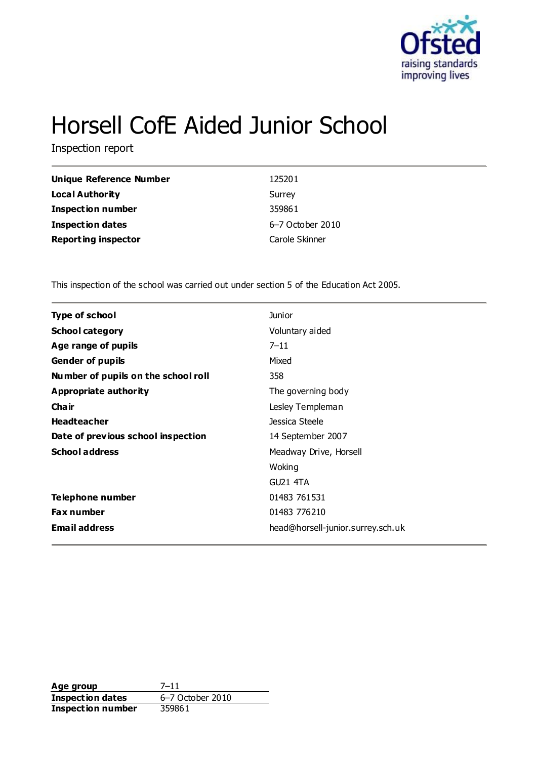# Horsell CofE Aided Junior School

Inspection report

| | |
|---|---|
| **Unique Reference Number** | 125201 |
| **Local Authority** | Surrey |
| **Inspection number** | 359861 |
| **Inspection dates** | 6–7 October 2010 |
| **Reporting inspector** | Carole Skinner |

This inspection of the school was carried out under section 5 of the Education Act 2005.

| | |
|---|---|
| **Type of school** | Junior |
| **School category** | Voluntary aided |
| **Age range of pupils** | 7–11 |
| **Gender of pupils** | Mixed |
| **Number of pupils on the school roll** | 358 |
| **Appropriate authority** | The governing body |
| **Chair** | Lesley Templeman |
| **Headteacher** | Jessica Steele |
| **Date of previous school inspection** | 14 September 2007 |
| **School address** | Meadway Drive, Horsell<br>Woking<br>GU21 4TA |
| **Telephone number** | 01483 761531 |
| **Fax number** | 01483 776210 |
| **Email address** | head@horsell-junior.surrey.sch.uk |

| | |
|---|---|
| **Age group** | 7–11 |
| **Inspection dates** | 6–7 October 2010 |
| **Inspection number** | 359861 |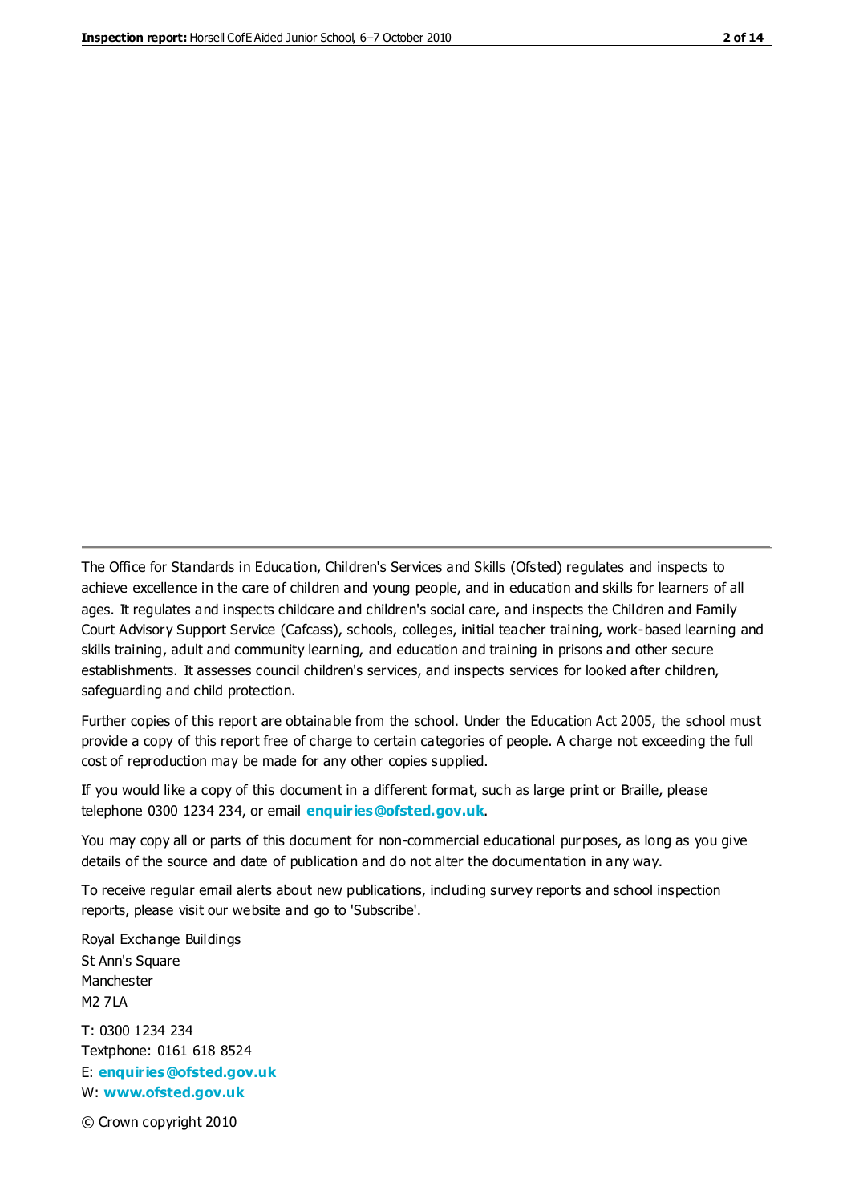The Office for Standards in Education, Children's Services and Skills (Ofsted) regulates and inspects to achieve excellence in the care of children and young people, and in education and skills for learners of all ages. It regulates and inspects childcare and children's social care, and inspects the Children and Family Court Advisory Support Service (Cafcass), schools, colleges, initial teacher training, work-based learning and skills training, adult and community learning, and education and training in prisons and other secure establishments. It assesses council children's services, and inspects services for looked after children, safeguarding and child protection.

Further copies of this report are obtainable from the school. Under the Education Act 2005, the school must provide a copy of this report free of charge to certain categories of people. A charge not exceeding the full cost of reproduction may be made for any other copies supplied.

If you would like a copy of this document in a different format, such as large print or Braille, please telephone 0300 1234 234, or email **enquiries@ofsted.gov.uk**.

You may copy all or parts of this document for non-commercial educational purposes, as long as you give details of the source and date of publication and do not alter the documentation in any way.

To receive regular email alerts about new publications, including survey reports and school inspection reports, please visit our website and go to 'Subscribe'.

Royal Exchange Buildings
St Ann's Square
Manchester
M2 7LA

T: 0300 1234 234
Textphone: 0161 618 8524
E: **enquiries@ofsted.gov.uk**
W: **www.ofsted.gov.uk**

© Crown copyright 2010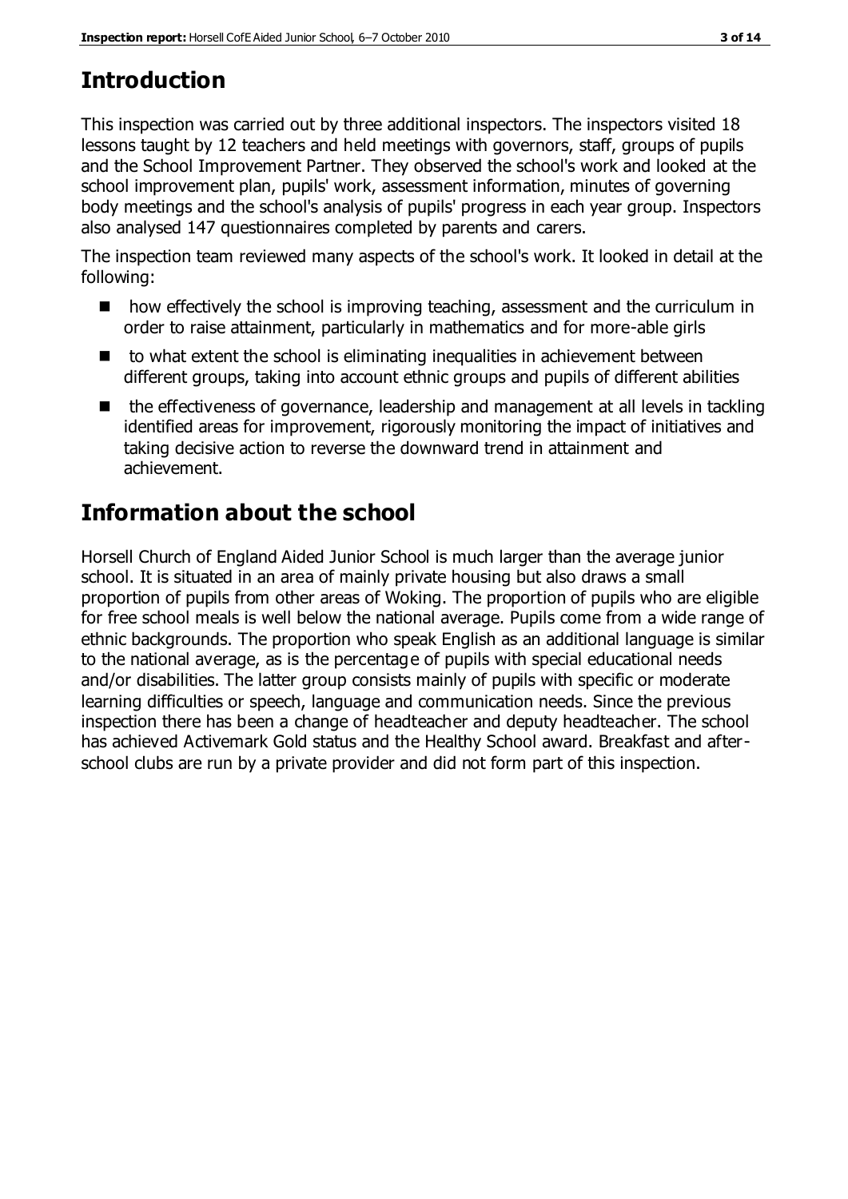## Introduction

This inspection was carried out by three additional inspectors. The inspectors visited 18 lessons taught by 12 teachers and held meetings with governors, staff, groups of pupils and the School Improvement Partner. They observed the school's work and looked at the school improvement plan, pupils' work, assessment information, minutes of governing body meetings and the school's analysis of pupils' progress in each year group. Inspectors also analysed 147 questionnaires completed by parents and carers.

The inspection team reviewed many aspects of the school's work. It looked in detail at the following:

- how effectively the school is improving teaching, assessment and the curriculum in order to raise attainment, particularly in mathematics and for more-able girls
- to what extent the school is eliminating inequalities in achievement between different groups, taking into account ethnic groups and pupils of different abilities
- the effectiveness of governance, leadership and management at all levels in tackling identified areas for improvement, rigorously monitoring the impact of initiatives and taking decisive action to reverse the downward trend in attainment and achievement.

## Information about the school

Horsell Church of England Aided Junior School is much larger than the average junior school. It is situated in an area of mainly private housing but also draws a small proportion of pupils from other areas of Woking. The proportion of pupils who are eligible for free school meals is well below the national average. Pupils come from a wide range of ethnic backgrounds. The proportion who speak English as an additional language is similar to the national average, as is the percentage of pupils with special educational needs and/or disabilities. The latter group consists mainly of pupils with specific or moderate learning difficulties or speech, language and communication needs. Since the previous inspection there has been a change of headteacher and deputy headteacher. The school has achieved Activemark Gold status and the Healthy School award. Breakfast and after-school clubs are run by a private provider and did not form part of this inspection.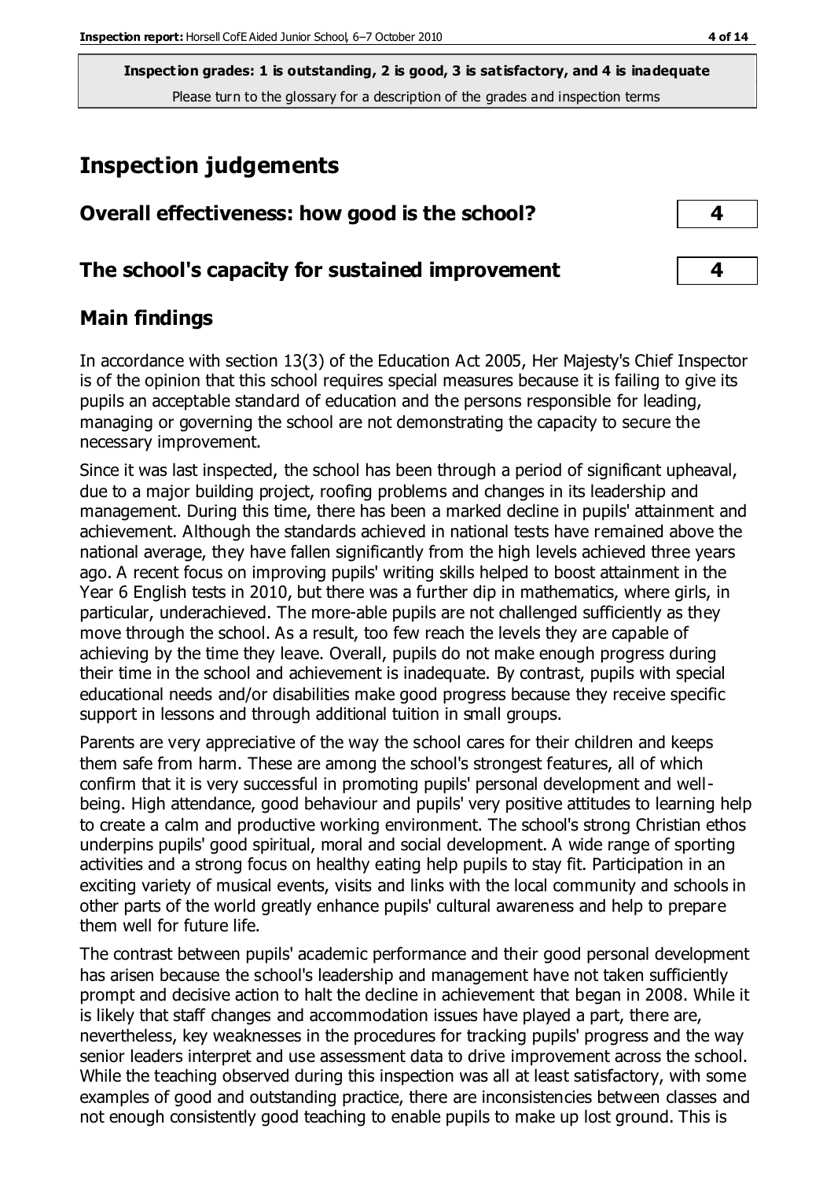**Inspection grades: 1 is outstanding, 2 is good, 3 is satisfactory, and 4 is inadequate**
Please turn to the glossary for a description of the grades and inspection terms

## Inspection judgements

| | |
|---|---|
| **Overall effectiveness: how good is the school?** | **4** |
| **The school's capacity for sustained improvement** | **4** |

### Main findings

In accordance with section 13(3) of the Education Act 2005, Her Majesty's Chief Inspector is of the opinion that this school requires special measures because it is failing to give its pupils an acceptable standard of education and the persons responsible for leading, managing or governing the school are not demonstrating the capacity to secure the necessary improvement.

Since it was last inspected, the school has been through a period of significant upheaval, due to a major building project, roofing problems and changes in its leadership and management. During this time, there has been a marked decline in pupils' attainment and achievement. Although the standards achieved in national tests have remained above the national average, they have fallen significantly from the high levels achieved three years ago. A recent focus on improving pupils' writing skills helped to boost attainment in the Year 6 English tests in 2010, but there was a further dip in mathematics, where girls, in particular, underachieved. The more-able pupils are not challenged sufficiently as they move through the school. As a result, too few reach the levels they are capable of achieving by the time they leave. Overall, pupils do not make enough progress during their time in the school and achievement is inadequate. By contrast, pupils with special educational needs and/or disabilities make good progress because they receive specific support in lessons and through additional tuition in small groups.

Parents are very appreciative of the way the school cares for their children and keeps them safe from harm. These are among the school's strongest features, all of which confirm that it is very successful in promoting pupils' personal development and well-being. High attendance, good behaviour and pupils' very positive attitudes to learning help to create a calm and productive working environment. The school's strong Christian ethos underpins pupils' good spiritual, moral and social development. A wide range of sporting activities and a strong focus on healthy eating help pupils to stay fit. Participation in an exciting variety of musical events, visits and links with the local community and schools in other parts of the world greatly enhance pupils' cultural awareness and help to prepare them well for future life.

The contrast between pupils' academic performance and their good personal development has arisen because the school's leadership and management have not taken sufficiently prompt and decisive action to halt the decline in achievement that began in 2008. While it is likely that staff changes and accommodation issues have played a part, there are, nevertheless, key weaknesses in the procedures for tracking pupils' progress and the way senior leaders interpret and use assessment data to drive improvement across the school. While the teaching observed during this inspection was all at least satisfactory, with some examples of good and outstanding practice, there are inconsistencies between classes and not enough consistently good teaching to enable pupils to make up lost ground. This is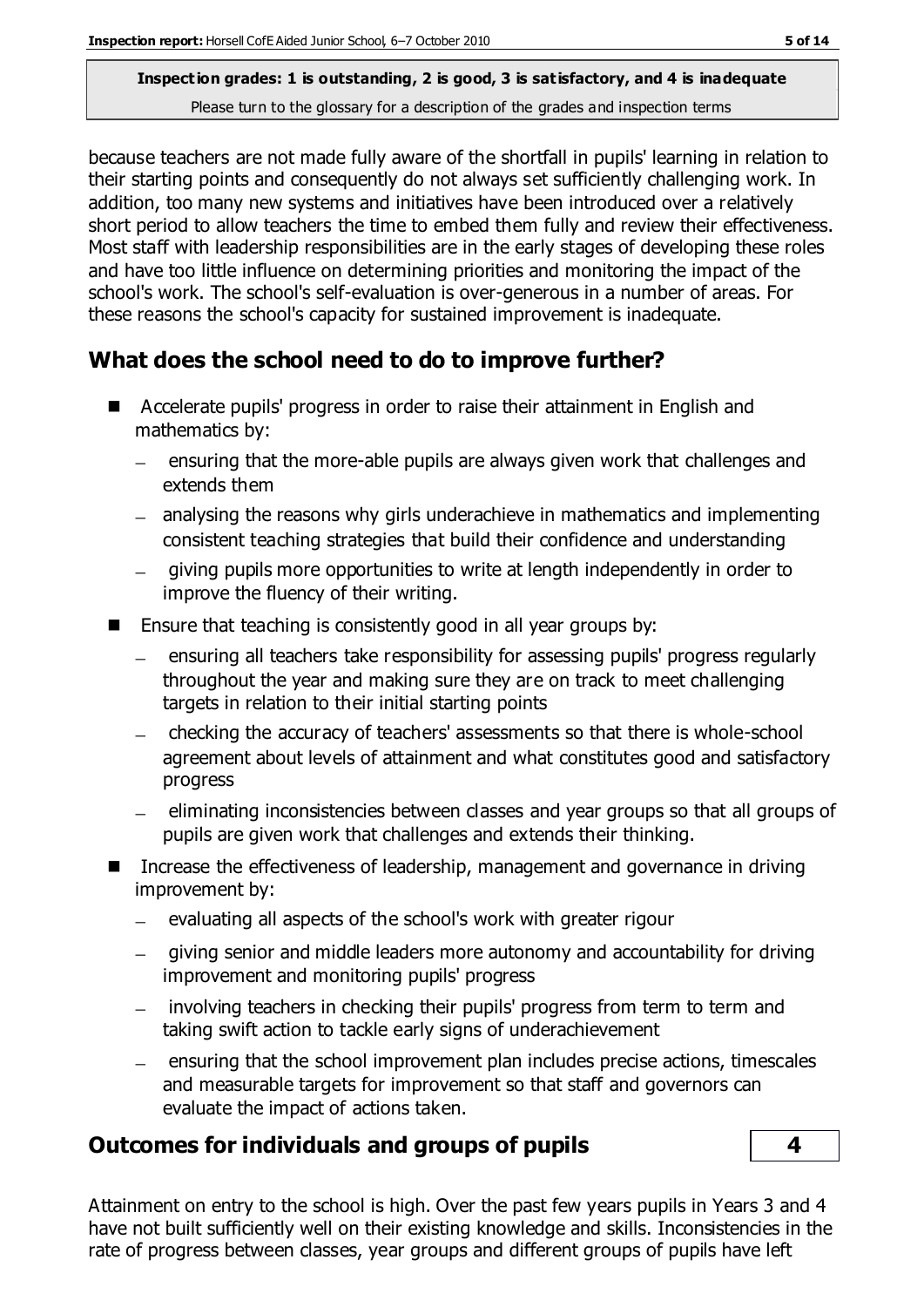because teachers are not made fully aware of the shortfall in pupils' learning in relation to their starting points and consequently do not always set sufficiently challenging work. In addition, too many new systems and initiatives have been introduced over a relatively short period to allow teachers the time to embed them fully and review their effectiveness. Most staff with leadership responsibilities are in the early stages of developing these roles and have too little influence on determining priorities and monitoring the impact of the school's work. The school's self-evaluation is over-generous in a number of areas. For these reasons the school's capacity for sustained improvement is inadequate.

## What does the school need to do to improve further?

- Accelerate pupils' progress in order to raise their attainment in English and mathematics by:
  - ensuring that the more-able pupils are always given work that challenges and extends them
  - analysing the reasons why girls underachieve in mathematics and implementing consistent teaching strategies that build their confidence and understanding
  - giving pupils more opportunities to write at length independently in order to improve the fluency of their writing.
- Ensure that teaching is consistently good in all year groups by:
  - ensuring all teachers take responsibility for assessing pupils' progress regularly throughout the year and making sure they are on track to meet challenging targets in relation to their initial starting points
  - checking the accuracy of teachers' assessments so that there is whole-school agreement about levels of attainment and what constitutes good and satisfactory progress
  - eliminating inconsistencies between classes and year groups so that all groups of pupils are given work that challenges and extends their thinking.
- Increase the effectiveness of leadership, management and governance in driving improvement by:
  - evaluating all aspects of the school's work with greater rigour
  - giving senior and middle leaders more autonomy and accountability for driving improvement and monitoring pupils' progress
  - involving teachers in checking their pupils' progress from term to term and taking swift action to tackle early signs of underachievement
  - ensuring that the school improvement plan includes precise actions, timescales and measurable targets for improvement so that staff and governors can evaluate the impact of actions taken.

## Outcomes for individuals and groups of pupils — 4

Attainment on entry to the school is high. Over the past few years pupils in Years 3 and 4 have not built sufficiently well on their existing knowledge and skills. Inconsistencies in the rate of progress between classes, year groups and different groups of pupils have left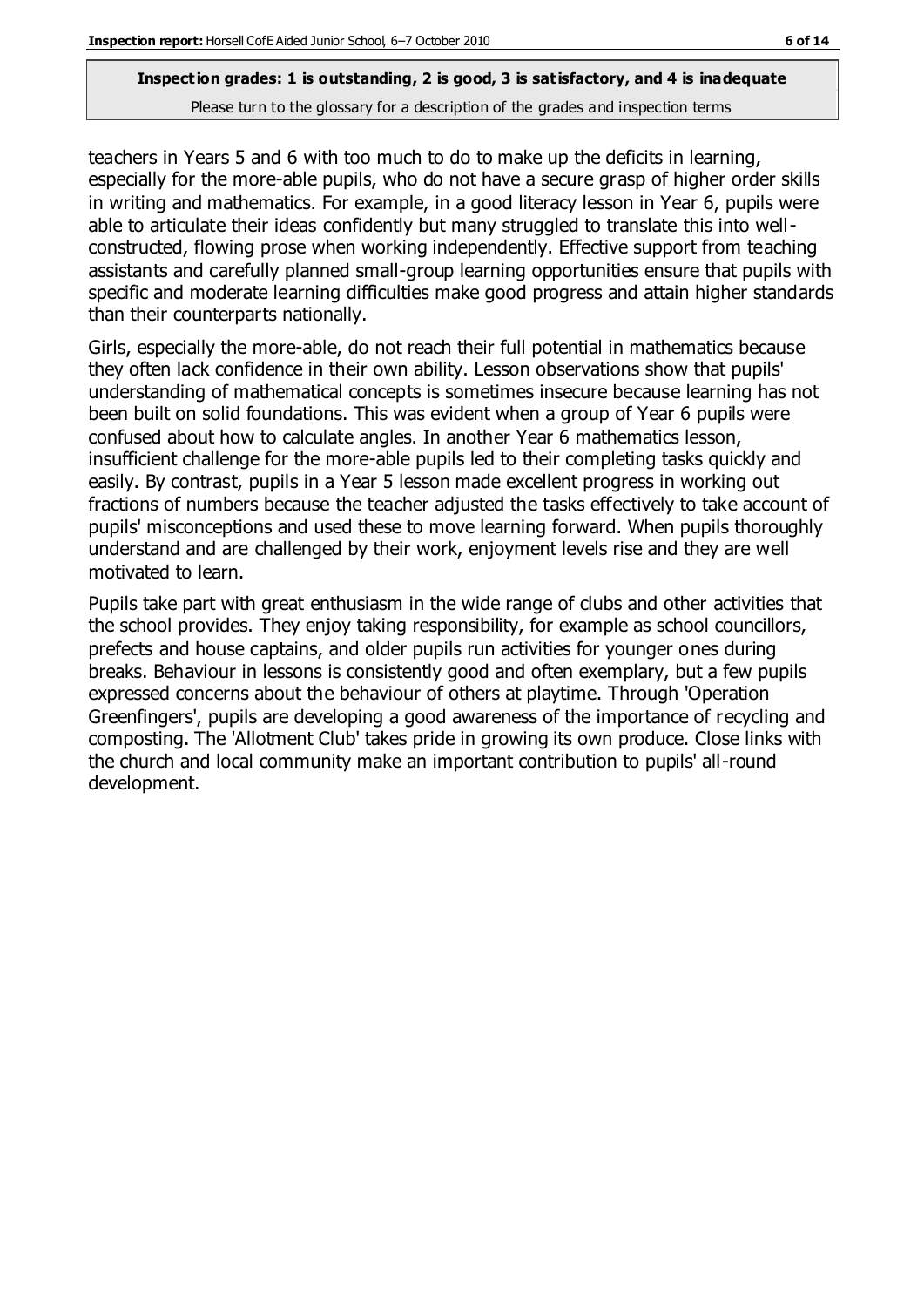teachers in Years 5 and 6 with too much to do to make up the deficits in learning, especially for the more-able pupils, who do not have a secure grasp of higher order skills in writing and mathematics. For example, in a good literacy lesson in Year 6, pupils were able to articulate their ideas confidently but many struggled to translate this into well-constructed, flowing prose when working independently. Effective support from teaching assistants and carefully planned small-group learning opportunities ensure that pupils with specific and moderate learning difficulties make good progress and attain higher standards than their counterparts nationally.

Girls, especially the more-able, do not reach their full potential in mathematics because they often lack confidence in their own ability. Lesson observations show that pupils' understanding of mathematical concepts is sometimes insecure because learning has not been built on solid foundations. This was evident when a group of Year 6 pupils were confused about how to calculate angles. In another Year 6 mathematics lesson, insufficient challenge for the more-able pupils led to their completing tasks quickly and easily. By contrast, pupils in a Year 5 lesson made excellent progress in working out fractions of numbers because the teacher adjusted the tasks effectively to take account of pupils' misconceptions and used these to move learning forward. When pupils thoroughly understand and are challenged by their work, enjoyment levels rise and they are well motivated to learn.

Pupils take part with great enthusiasm in the wide range of clubs and other activities that the school provides. They enjoy taking responsibility, for example as school councillors, prefects and house captains, and older pupils run activities for younger ones during breaks. Behaviour in lessons is consistently good and often exemplary, but a few pupils expressed concerns about the behaviour of others at playtime. Through 'Operation Greenfingers', pupils are developing a good awareness of the importance of recycling and composting. The 'Allotment Club' takes pride in growing its own produce. Close links with the church and local community make an important contribution to pupils' all-round development.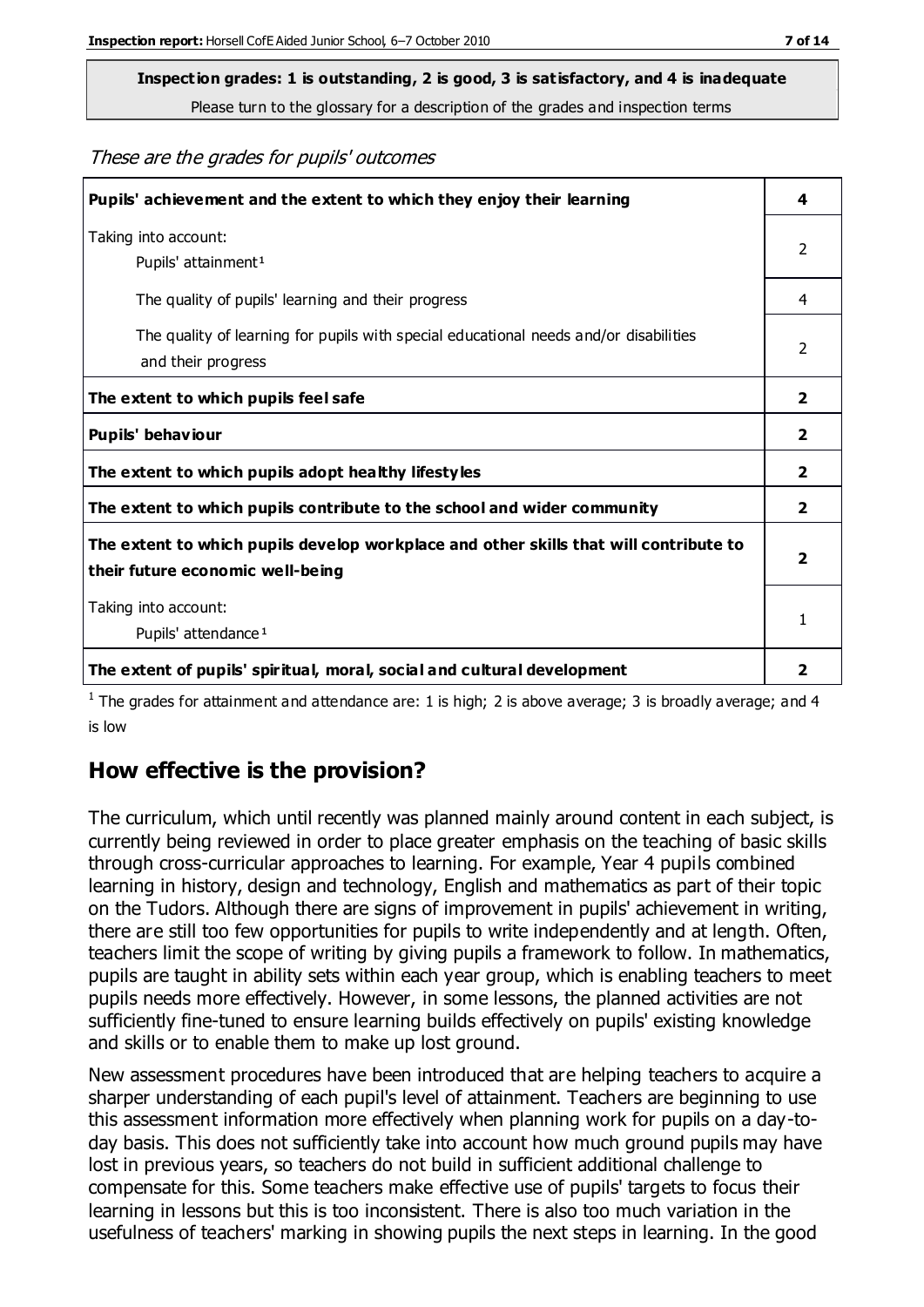**Inspection grades: 1 is outstanding, 2 is good, 3 is satisfactory, and 4 is inadequate**
Please turn to the glossary for a description of the grades and inspection terms

*These are the grades for pupils' outcomes*

| | |
|---|---|
| **Pupils' achievement and the extent to which they enjoy their learning** | **4** |
| Taking into account: Pupils' attainment[1] | 2 |
| The quality of pupils' learning and their progress | 4 |
| The quality of learning for pupils with special educational needs and/or disabilities and their progress | 2 |
| **The extent to which pupils feel safe** | **2** |
| **Pupils' behaviour** | **2** |
| **The extent to which pupils adopt healthy lifestyles** | **2** |
| **The extent to which pupils contribute to the school and wider community** | **2** |
| **The extent to which pupils develop workplace and other skills that will contribute to their future economic well-being** | **2** |
| Taking into account: Pupils' attendance[1] | 1 |
| **The extent of pupils' spiritual, moral, social and cultural development** | **2** |

[1] The grades for attainment and attendance are: 1 is high; 2 is above average; 3 is broadly average; and 4 is low

## How effective is the provision?

The curriculum, which until recently was planned mainly around content in each subject, is currently being reviewed in order to place greater emphasis on the teaching of basic skills through cross-curricular approaches to learning. For example, Year 4 pupils combined learning in history, design and technology, English and mathematics as part of their topic on the Tudors. Although there are signs of improvement in pupils' achievement in writing, there are still too few opportunities for pupils to write independently and at length. Often, teachers limit the scope of writing by giving pupils a framework to follow. In mathematics, pupils are taught in ability sets within each year group, which is enabling teachers to meet pupils needs more effectively. However, in some lessons, the planned activities are not sufficiently fine-tuned to ensure learning builds effectively on pupils' existing knowledge and skills or to enable them to make up lost ground.

New assessment procedures have been introduced that are helping teachers to acquire a sharper understanding of each pupil's level of attainment. Teachers are beginning to use this assessment information more effectively when planning work for pupils on a day-to-day basis. This does not sufficiently take into account how much ground pupils may have lost in previous years, so teachers do not build in sufficient additional challenge to compensate for this. Some teachers make effective use of pupils' targets to focus their learning in lessons but this is too inconsistent. There is also too much variation in the usefulness of teachers' marking in showing pupils the next steps in learning. In the good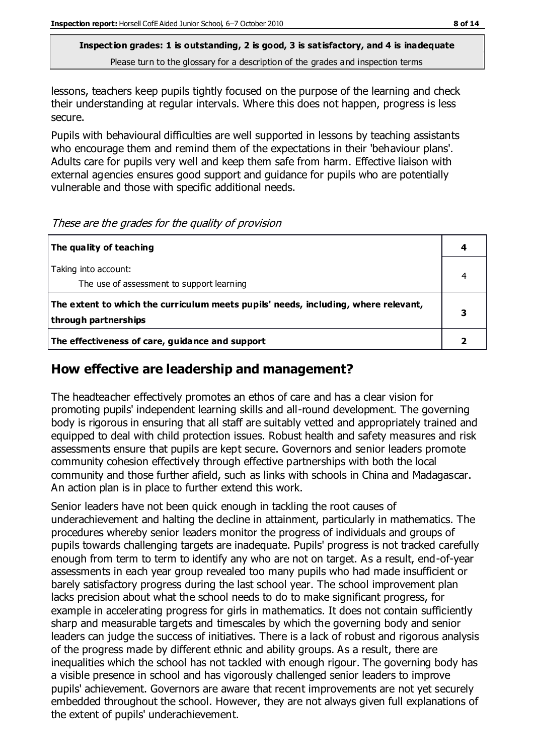**Inspection grades: 1 is outstanding, 2 is good, 3 is satisfactory, and 4 is inadequate**
Please turn to the glossary for a description of the grades and inspection terms

lessons, teachers keep pupils tightly focused on the purpose of the learning and check their understanding at regular intervals. Where this does not happen, progress is less secure.

Pupils with behavioural difficulties are well supported in lessons by teaching assistants who encourage them and remind them of the expectations in their 'behaviour plans'. Adults care for pupils very well and keep them safe from harm. Effective liaison with external agencies ensures good support and guidance for pupils who are potentially vulnerable and those with specific additional needs.

*These are the grades for the quality of provision*

| **The quality of teaching** | **4** |
|---|---|
| Taking into account:<br>The use of assessment to support learning | 4 |
| **The extent to which the curriculum meets pupils' needs, including, where relevant, through partnerships** | **3** |
| **The effectiveness of care, guidance and support** | **2** |

## How effective are leadership and management?

The headteacher effectively promotes an ethos of care and has a clear vision for promoting pupils' independent learning skills and all-round development. The governing body is rigorous in ensuring that all staff are suitably vetted and appropriately trained and equipped to deal with child protection issues. Robust health and safety measures and risk assessments ensure that pupils are kept secure. Governors and senior leaders promote community cohesion effectively through effective partnerships with both the local community and those further afield, such as links with schools in China and Madagascar. An action plan is in place to further extend this work.

Senior leaders have not been quick enough in tackling the root causes of underachievement and halting the decline in attainment, particularly in mathematics. The procedures whereby senior leaders monitor the progress of individuals and groups of pupils towards challenging targets are inadequate. Pupils' progress is not tracked carefully enough from term to term to identify any who are not on target. As a result, end-of-year assessments in each year group revealed too many pupils who had made insufficient or barely satisfactory progress during the last school year. The school improvement plan lacks precision about what the school needs to do to make significant progress, for example in accelerating progress for girls in mathematics. It does not contain sufficiently sharp and measurable targets and timescales by which the governing body and senior leaders can judge the success of initiatives. There is a lack of robust and rigorous analysis of the progress made by different ethnic and ability groups. As a result, there are inequalities which the school has not tackled with enough rigour. The governing body has a visible presence in school and has vigorously challenged senior leaders to improve pupils' achievement. Governors are aware that recent improvements are not yet securely embedded throughout the school. However, they are not always given full explanations of the extent of pupils' underachievement.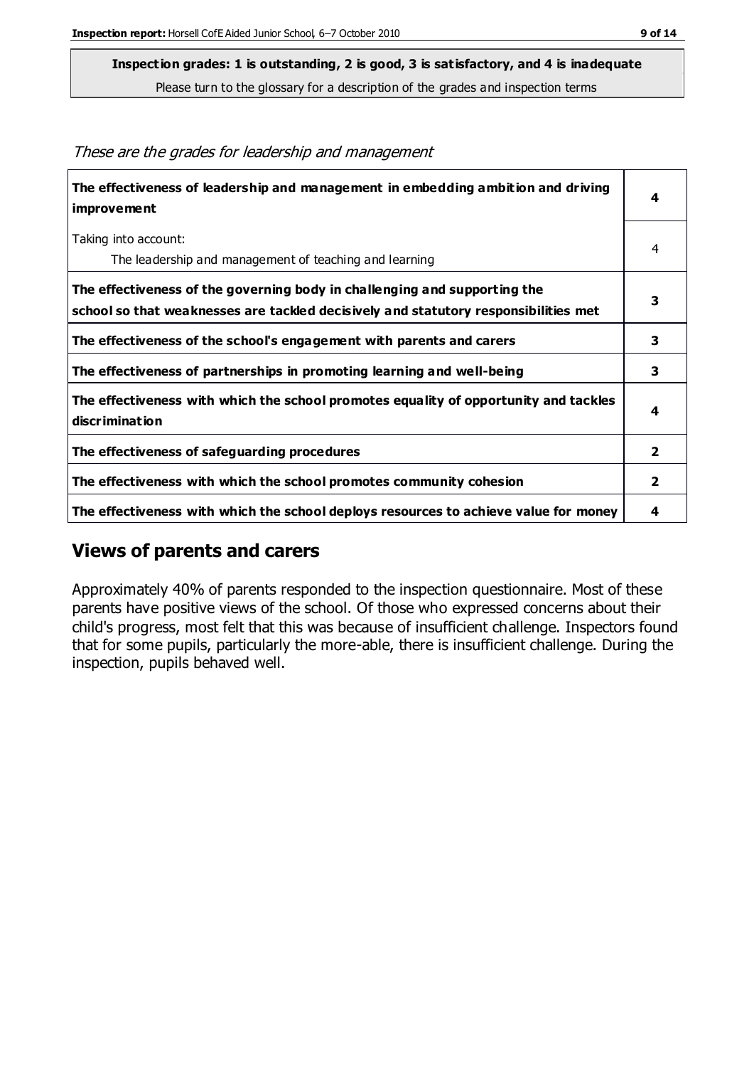**Inspection grades: 1 is outstanding, 2 is good, 3 is satisfactory, and 4 is inadequate**
Please turn to the glossary for a description of the grades and inspection terms

*These are the grades for leadership and management*

| | |
|---|---|
| **The effectiveness of leadership and management in embedding ambition and driving improvement** | **4** |
| Taking into account:<br>The leadership and management of teaching and learning | 4 |
| **The effectiveness of the governing body in challenging and supporting the school so that weaknesses are tackled decisively and statutory responsibilities met** | **3** |
| **The effectiveness of the school's engagement with parents and carers** | **3** |
| **The effectiveness of partnerships in promoting learning and well-being** | **3** |
| **The effectiveness with which the school promotes equality of opportunity and tackles discrimination** | **4** |
| **The effectiveness of safeguarding procedures** | **2** |
| **The effectiveness with which the school promotes community cohesion** | **2** |
| **The effectiveness with which the school deploys resources to achieve value for money** | **4** |

## Views of parents and carers

Approximately 40% of parents responded to the inspection questionnaire. Most of these parents have positive views of the school. Of those who expressed concerns about their child's progress, most felt that this was because of insufficient challenge. Inspectors found that for some pupils, particularly the more-able, there is insufficient challenge. During the inspection, pupils behaved well.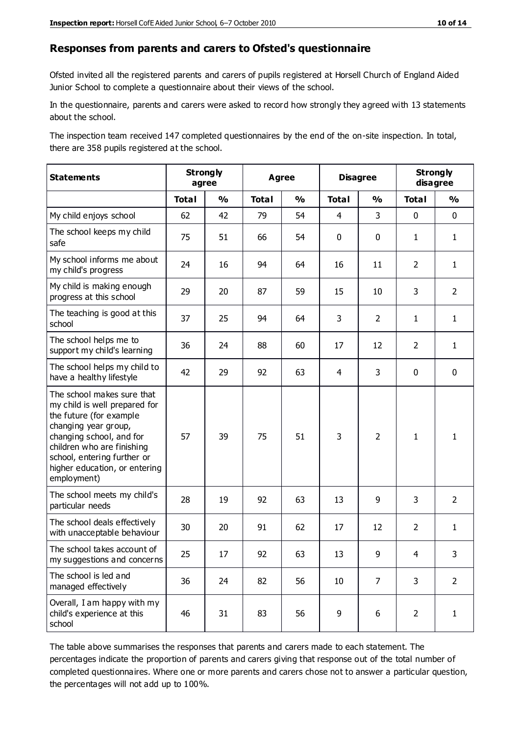## Responses from parents and carers to Ofsted's questionnaire

Ofsted invited all the registered parents and carers of pupils registered at Horsell Church of England Aided Junior School to complete a questionnaire about their views of the school.

In the questionnaire, parents and carers were asked to record how strongly they agreed with 13 statements about the school.

The inspection team received 147 completed questionnaires by the end of the on-site inspection. In total, there are 358 pupils registered at the school.

| Statements | Strongly agree | | Agree | | Disagree | | Strongly disagree | |
|---|---|---|---|---|---|---|---|---|
| | Total | % | Total | % | Total | % | Total | % |
| My child enjoys school | 62 | 42 | 79 | 54 | 4 | 3 | 0 | 0 |
| The school keeps my child safe | 75 | 51 | 66 | 54 | 0 | 0 | 1 | 1 |
| My school informs me about my child's progress | 24 | 16 | 94 | 64 | 16 | 11 | 2 | 1 |
| My child is making enough progress at this school | 29 | 20 | 87 | 59 | 15 | 10 | 3 | 2 |
| The teaching is good at this school | 37 | 25 | 94 | 64 | 3 | 2 | 1 | 1 |
| The school helps me to support my child's learning | 36 | 24 | 88 | 60 | 17 | 12 | 2 | 1 |
| The school helps my child to have a healthy lifestyle | 42 | 29 | 92 | 63 | 4 | 3 | 0 | 0 |
| The school makes sure that my child is well prepared for the future (for example changing year group, changing school, and for children who are finishing school, entering further or higher education, or entering employment) | 57 | 39 | 75 | 51 | 3 | 2 | 1 | 1 |
| The school meets my child's particular needs | 28 | 19 | 92 | 63 | 13 | 9 | 3 | 2 |
| The school deals effectively with unacceptable behaviour | 30 | 20 | 91 | 62 | 17 | 12 | 2 | 1 |
| The school takes account of my suggestions and concerns | 25 | 17 | 92 | 63 | 13 | 9 | 4 | 3 |
| The school is led and managed effectively | 36 | 24 | 82 | 56 | 10 | 7 | 3 | 2 |
| Overall, I am happy with my child's experience at this school | 46 | 31 | 83 | 56 | 9 | 6 | 2 | 1 |

The table above summarises the responses that parents and carers made to each statement. The percentages indicate the proportion of parents and carers giving that response out of the total number of completed questionnaires. Where one or more parents and carers chose not to answer a particular question, the percentages will not add up to 100%.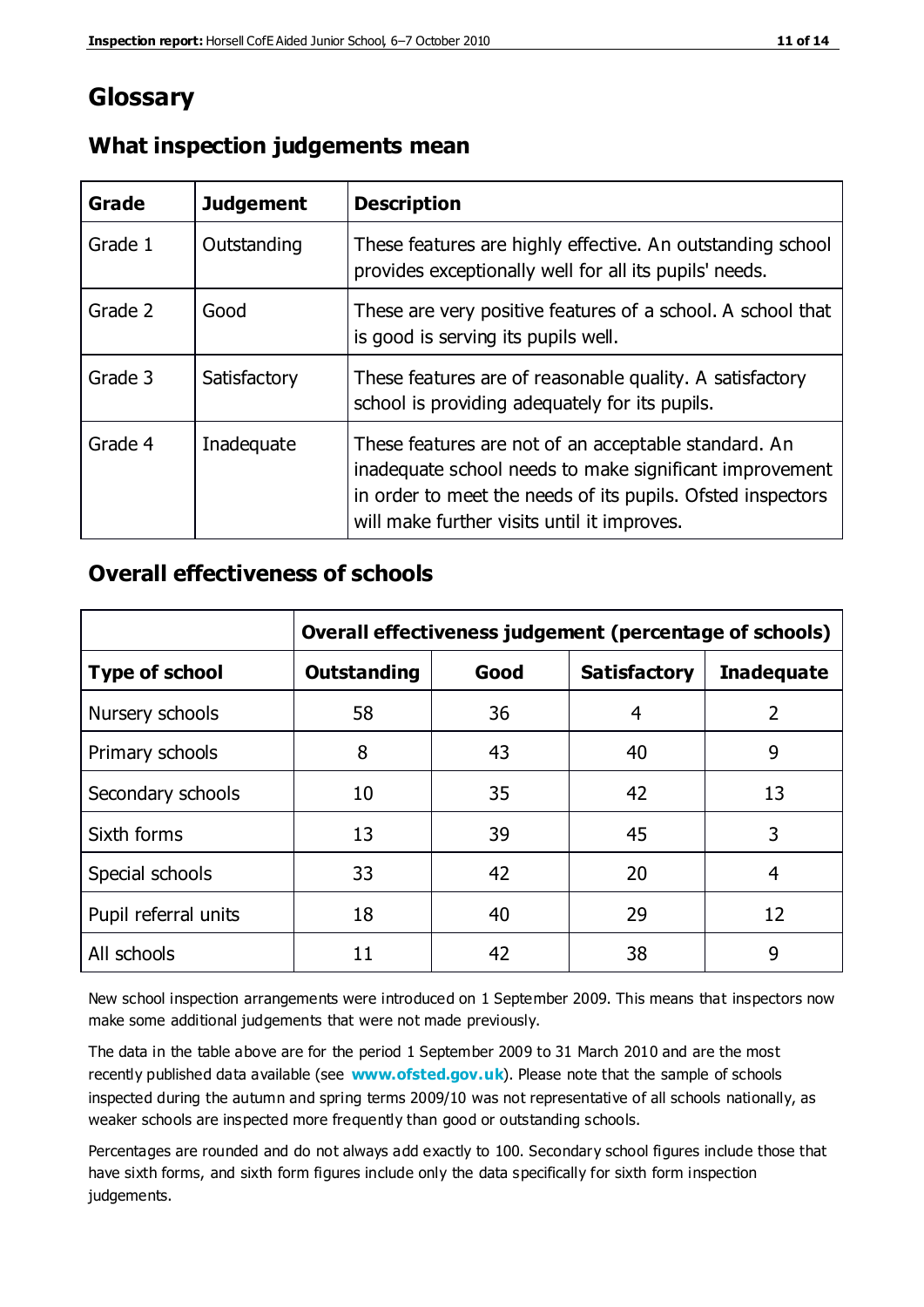# Glossary

## What inspection judgements mean

| Grade | Judgement | Description |
|---|---|---|
| Grade 1 | Outstanding | These features are highly effective. An outstanding school provides exceptionally well for all its pupils' needs. |
| Grade 2 | Good | These are very positive features of a school. A school that is good is serving its pupils well. |
| Grade 3 | Satisfactory | These features are of reasonable quality. A satisfactory school is providing adequately for its pupils. |
| Grade 4 | Inadequate | These features are not of an acceptable standard. An inadequate school needs to make significant improvement in order to meet the needs of its pupils. Ofsted inspectors will make further visits until it improves. |

## Overall effectiveness of schools

| | Overall effectiveness judgement (percentage of schools) | | | |
|---|---|---|---|---|
| **Type of school** | **Outstanding** | **Good** | **Satisfactory** | **Inadequate** |
| Nursery schools | 58 | 36 | 4 | 2 |
| Primary schools | 8 | 43 | 40 | 9 |
| Secondary schools | 10 | 35 | 42 | 13 |
| Sixth forms | 13 | 39 | 45 | 3 |
| Special schools | 33 | 42 | 20 | 4 |
| Pupil referral units | 18 | 40 | 29 | 12 |
| All schools | 11 | 42 | 38 | 9 |

New school inspection arrangements were introduced on 1 September 2009. This means that inspectors now make some additional judgements that were not made previously.

The data in the table above are for the period 1 September 2009 to 31 March 2010 and are the most recently published data available (see **www.ofsted.gov.uk**). Please note that the sample of schools inspected during the autumn and spring terms 2009/10 was not representative of all schools nationally, as weaker schools are inspected more frequently than good or outstanding schools.

Percentages are rounded and do not always add exactly to 100. Secondary school figures include those that have sixth forms, and sixth form figures include only the data specifically for sixth form inspection judgements.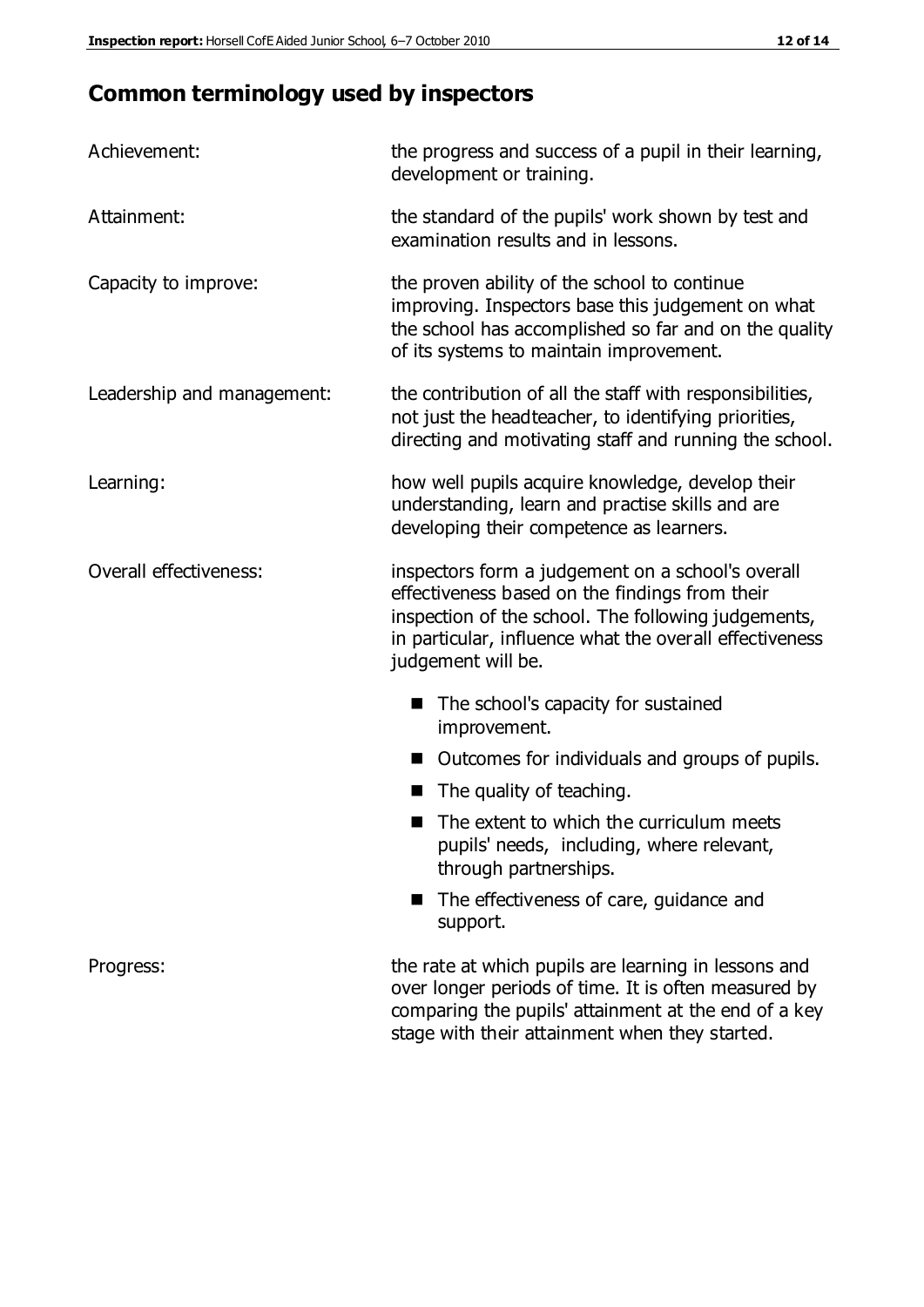# Common terminology used by inspectors

| | |
|---|---|
| Achievement: | the progress and success of a pupil in their learning, development or training. |
| Attainment: | the standard of the pupils' work shown by test and examination results and in lessons. |
| Capacity to improve: | the proven ability of the school to continue improving. Inspectors base this judgement on what the school has accomplished so far and on the quality of its systems to maintain improvement. |
| Leadership and management: | the contribution of all the staff with responsibilities, not just the headteacher, to identifying priorities, directing and motivating staff and running the school. |
| Learning: | how well pupils acquire knowledge, develop their understanding, learn and practise skills and are developing their competence as learners. |
| Overall effectiveness: | inspectors form a judgement on a school's overall effectiveness based on the findings from their inspection of the school. The following judgements, in particular, influence what the overall effectiveness judgement will be.<br>■ The school's capacity for sustained improvement.<br>■ Outcomes for individuals and groups of pupils.<br>■ The quality of teaching.<br>■ The extent to which the curriculum meets pupils' needs, including, where relevant, through partnerships.<br>■ The effectiveness of care, guidance and support. |
| Progress: | the rate at which pupils are learning in lessons and over longer periods of time. It is often measured by comparing the pupils' attainment at the end of a key stage with their attainment when they started. |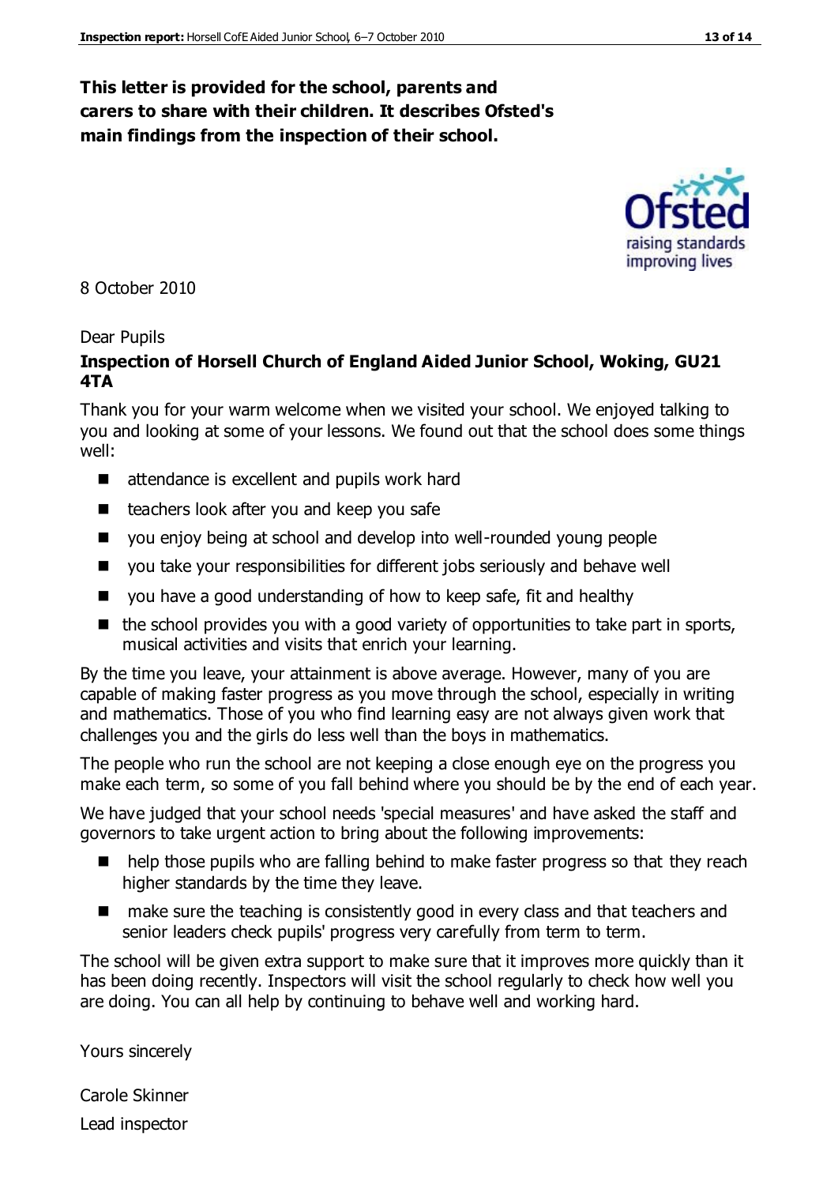**This letter is provided for the school, parents and carers to share with their children. It describes Ofsted's main findings from the inspection of their school.**

8 October 2010

Dear Pupils

**Inspection of Horsell Church of England Aided Junior School, Woking, GU21 4TA**

Thank you for your warm welcome when we visited your school. We enjoyed talking to you and looking at some of your lessons. We found out that the school does some things well:

- attendance is excellent and pupils work hard
- teachers look after you and keep you safe
- you enjoy being at school and develop into well-rounded young people
- you take your responsibilities for different jobs seriously and behave well
- you have a good understanding of how to keep safe, fit and healthy
- the school provides you with a good variety of opportunities to take part in sports, musical activities and visits that enrich your learning.

By the time you leave, your attainment is above average. However, many of you are capable of making faster progress as you move through the school, especially in writing and mathematics. Those of you who find learning easy are not always given work that challenges you and the girls do less well than the boys in mathematics.

The people who run the school are not keeping a close enough eye on the progress you make each term, so some of you fall behind where you should be by the end of each year.

We have judged that your school needs 'special measures' and have asked the staff and governors to take urgent action to bring about the following improvements:

- help those pupils who are falling behind to make faster progress so that they reach higher standards by the time they leave.
- make sure the teaching is consistently good in every class and that teachers and senior leaders check pupils' progress very carefully from term to term.

The school will be given extra support to make sure that it improves more quickly than it has been doing recently. Inspectors will visit the school regularly to check how well you are doing. You can all help by continuing to behave well and working hard.

Yours sincerely

Carole Skinner

Lead inspector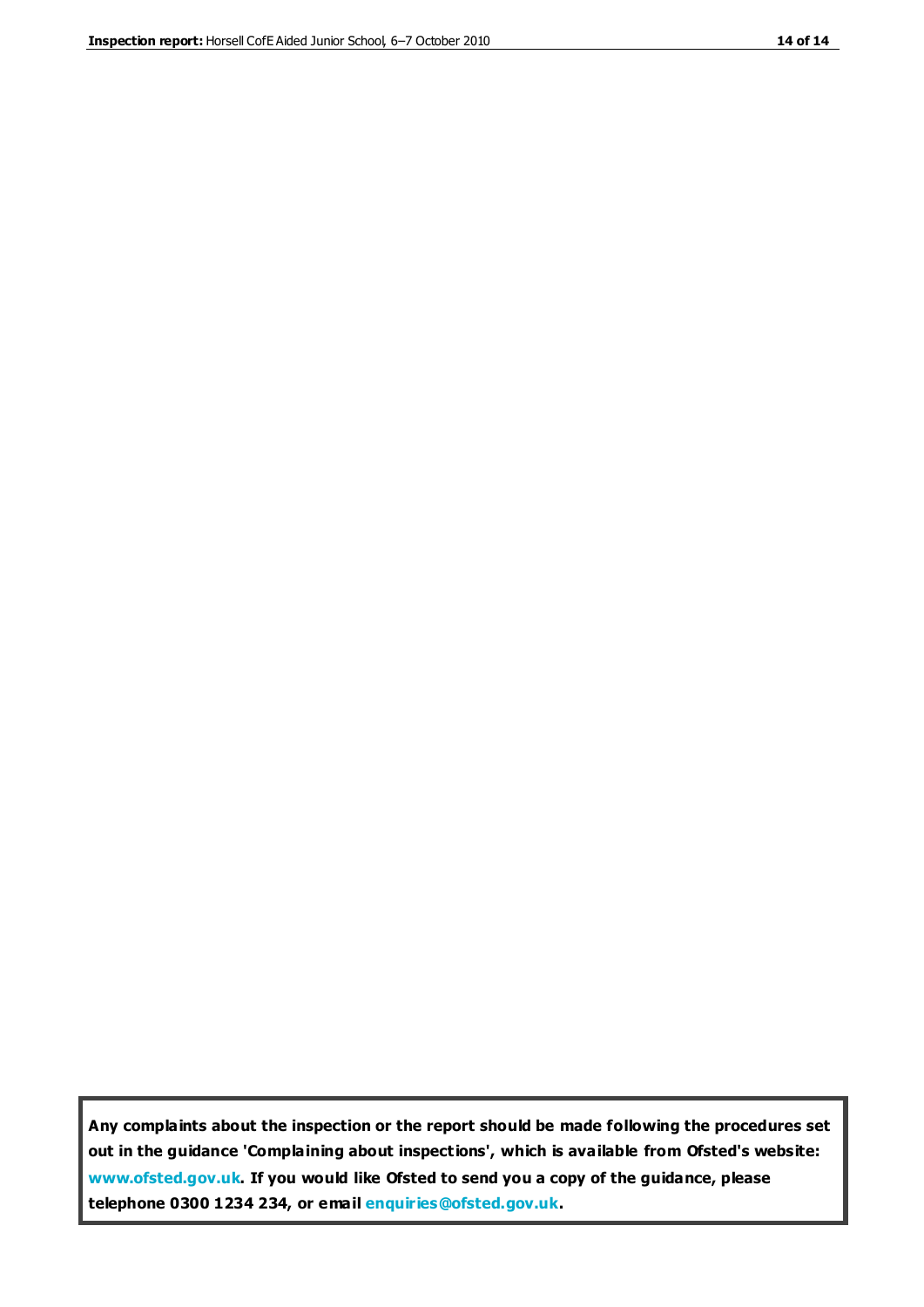**Any complaints about the inspection or the report should be made following the procedures set out in the guidance 'Complaining about inspections', which is available from Ofsted's website: www.ofsted.gov.uk. If you would like Ofsted to send you a copy of the guidance, please telephone 0300 1234 234, or email enquiries@ofsted.gov.uk.**